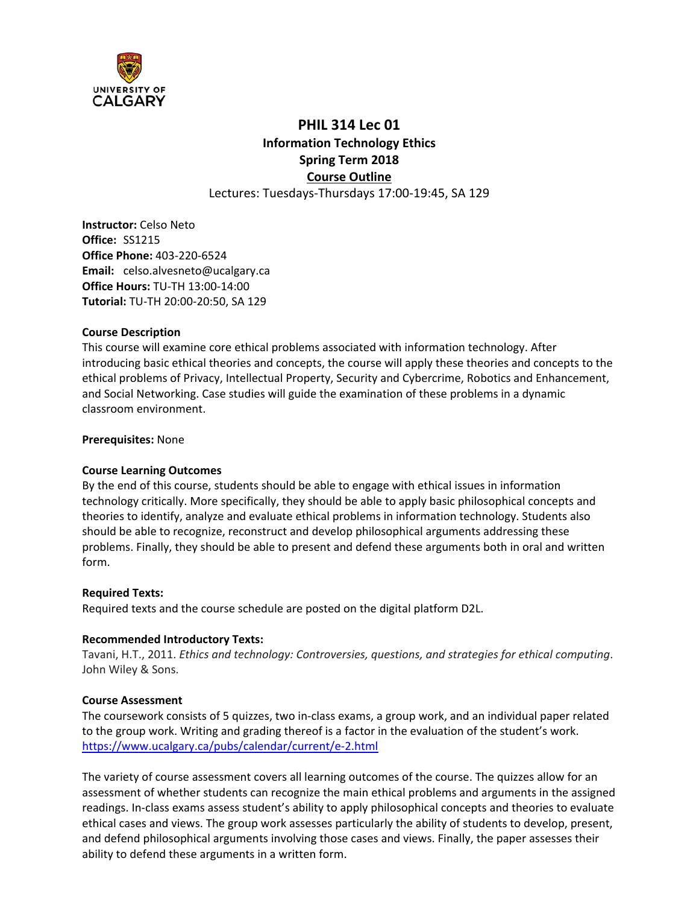# PHIL 314 Lec 01

## Information Technology Ethics

## Spring Term 2018

## Course Outline

Lectures: Tuesdays-Thursdays 17:00-19:45, SA 129

**Instructor:** Celso Neto
**Office:** SS1215
**Office Phone:** 403-220-6524
**Email:** celso.alvesneto@ucalgary.ca
**Office Hours:** TU-TH 13:00-14:00
**Tutorial:** TU-TH 20:00-20:50, SA 129

**Course Description**

This course will examine core ethical problems associated with information technology. After introducing basic ethical theories and concepts, the course will apply these theories and concepts to the ethical problems of Privacy, Intellectual Property, Security and Cybercrime, Robotics and Enhancement, and Social Networking. Case studies will guide the examination of these problems in a dynamic classroom environment.

**Prerequisites:** None

**Course Learning Outcomes**

By the end of this course, students should be able to engage with ethical issues in information technology critically. More specifically, they should be able to apply basic philosophical concepts and theories to identify, analyze and evaluate ethical problems in information technology. Students also should be able to recognize, reconstruct and develop philosophical arguments addressing these problems. Finally, they should be able to present and defend these arguments both in oral and written form.

**Required Texts:**

Required texts and the course schedule are posted on the digital platform D2L.

**Recommended Introductory Texts:**

Tavani, H.T., 2011. *Ethics and technology: Controversies, questions, and strategies for ethical computing*. John Wiley & Sons.

**Course Assessment**

The coursework consists of 5 quizzes, two in-class exams, a group work, and an individual paper related to the group work. Writing and grading thereof is a factor in the evaluation of the student's work. https://www.ucalgary.ca/pubs/calendar/current/e-2.html

The variety of course assessment covers all learning outcomes of the course. The quizzes allow for an assessment of whether students can recognize the main ethical problems and arguments in the assigned readings. In-class exams assess student's ability to apply philosophical concepts and theories to evaluate ethical cases and views. The group work assesses particularly the ability of students to develop, present, and defend philosophical arguments involving those cases and views. Finally, the paper assesses their ability to defend these arguments in a written form.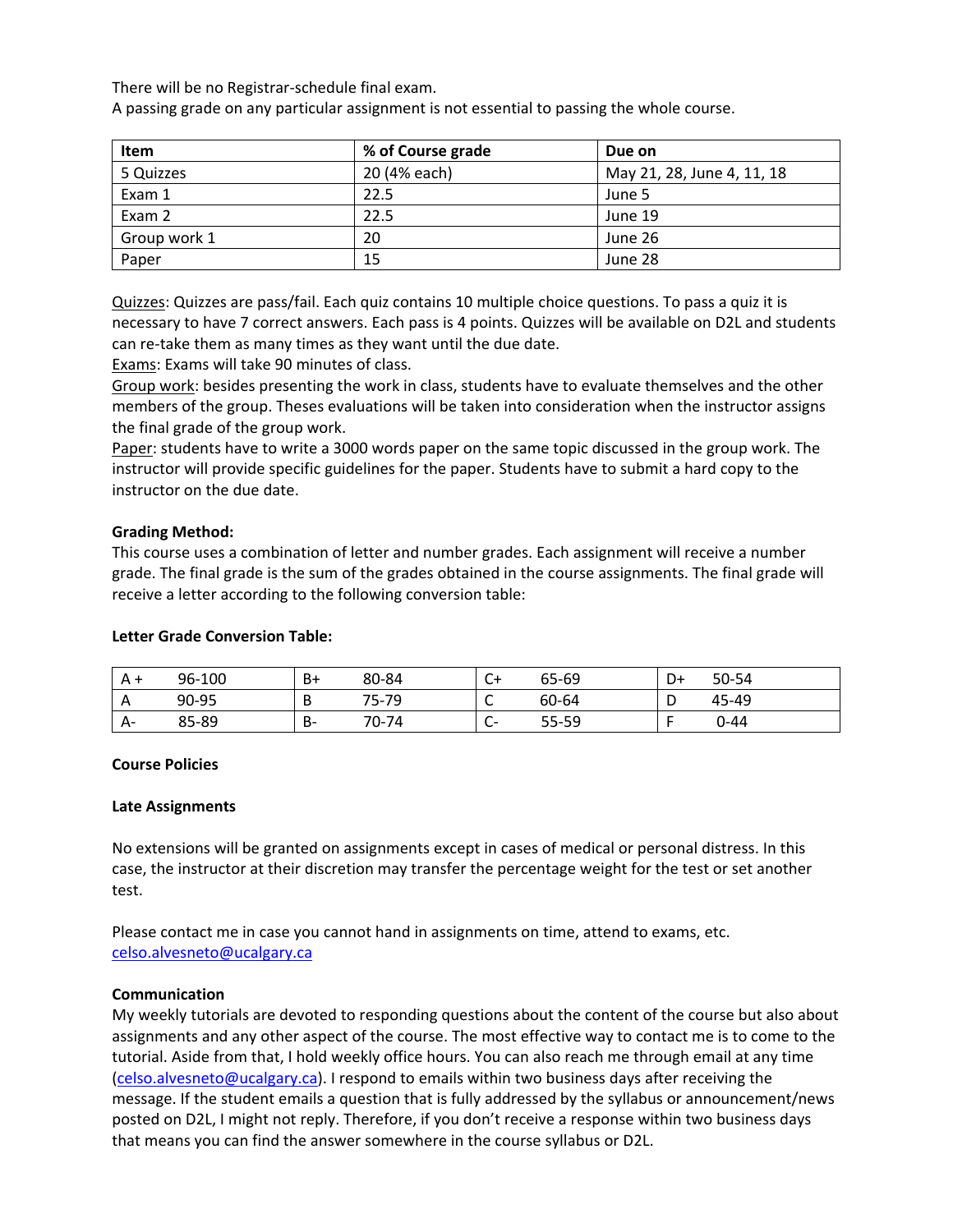There will be no Registrar-schedule final exam.
A passing grade on any particular assignment is not essential to passing the whole course.

| Item | % of Course grade | Due on |
|---|---|---|
| 5 Quizzes | 20 (4% each) | May 21, 28, June 4, 11, 18 |
| Exam 1 | 22.5 | June 5 |
| Exam 2 | 22.5 | June 19 |
| Group work 1 | 20 | June 26 |
| Paper | 15 | June 28 |

Quizzes: Quizzes are pass/fail. Each quiz contains 10 multiple choice questions. To pass a quiz it is necessary to have 7 correct answers. Each pass is 4 points. Quizzes will be available on D2L and students can re-take them as many times as they want until the due date.
Exams: Exams will take 90 minutes of class.
Group work: besides presenting the work in class, students have to evaluate themselves and the other members of the group. Theses evaluations will be taken into consideration when the instructor assigns the final grade of the group work.
Paper: students have to write a 3000 words paper on the same topic discussed in the group work. The instructor will provide specific guidelines for the paper. Students have to submit a hard copy to the instructor on the due date.

**Grading Method:**
This course uses a combination of letter and number grades. Each assignment will receive a number grade. The final grade is the sum of the grades obtained in the course assignments. The final grade will receive a letter according to the following conversion table:

**Letter Grade Conversion Table:**

| | | | | | | | |
|---|---|---|---|---|---|---|---|
| A + | 96-100 | B+ | 80-84 | C+ | 65-69 | D+ | 50-54 |
| A | 90-95 | B | 75-79 | C | 60-64 | D | 45-49 |
| A- | 85-89 | B- | 70-74 | C- | 55-59 | F | 0-44 |

**Course Policies**

**Late Assignments**

No extensions will be granted on assignments except in cases of medical or personal distress. In this case, the instructor at their discretion may transfer the percentage weight for the test or set another test.

Please contact me in case you cannot hand in assignments on time, attend to exams, etc.
celso.alvesneto@ucalgary.ca

**Communication**
My weekly tutorials are devoted to responding questions about the content of the course but also about assignments and any other aspect of the course. The most effective way to contact me is to come to the tutorial. Aside from that, I hold weekly office hours. You can also reach me through email at any time (celso.alvesneto@ucalgary.ca). I respond to emails within two business days after receiving the message. If the student emails a question that is fully addressed by the syllabus or announcement/news posted on D2L, I might not reply. Therefore, if you don't receive a response within two business days that means you can find the answer somewhere in the course syllabus or D2L.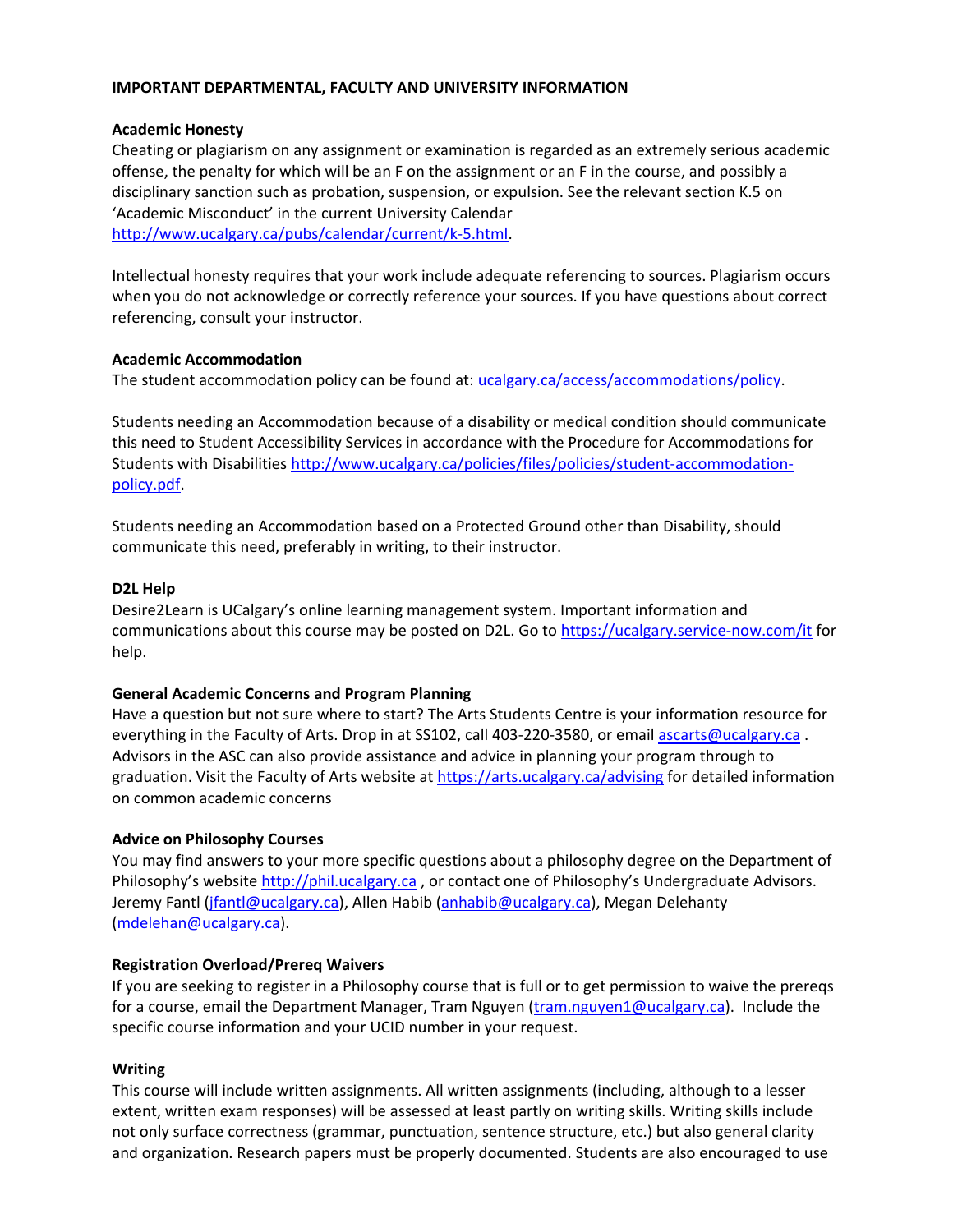**IMPORTANT DEPARTMENTAL, FACULTY AND UNIVERSITY INFORMATION**

**Academic Honesty**

Cheating or plagiarism on any assignment or examination is regarded as an extremely serious academic offense, the penalty for which will be an F on the assignment or an F in the course, and possibly a disciplinary sanction such as probation, suspension, or expulsion. See the relevant section K.5 on 'Academic Misconduct' in the current University Calendar http://www.ucalgary.ca/pubs/calendar/current/k-5.html.

Intellectual honesty requires that your work include adequate referencing to sources. Plagiarism occurs when you do not acknowledge or correctly reference your sources. If you have questions about correct referencing, consult your instructor.

**Academic Accommodation**

The student accommodation policy can be found at: ucalgary.ca/access/accommodations/policy.

Students needing an Accommodation because of a disability or medical condition should communicate this need to Student Accessibility Services in accordance with the Procedure for Accommodations for Students with Disabilities http://www.ucalgary.ca/policies/files/policies/student-accommodation-policy.pdf.

Students needing an Accommodation based on a Protected Ground other than Disability, should communicate this need, preferably in writing, to their instructor.

**D2L Help**

Desire2Learn is UCalgary's online learning management system. Important information and communications about this course may be posted on D2L. Go to https://ucalgary.service-now.com/it for help.

**General Academic Concerns and Program Planning**

Have a question but not sure where to start? The Arts Students Centre is your information resource for everything in the Faculty of Arts. Drop in at SS102, call 403-220-3580, or email ascarts@ucalgary.ca . Advisors in the ASC can also provide assistance and advice in planning your program through to graduation. Visit the Faculty of Arts website at https://arts.ucalgary.ca/advising for detailed information on common academic concerns

**Advice on Philosophy Courses**

You may find answers to your more specific questions about a philosophy degree on the Department of Philosophy's website http://phil.ucalgary.ca , or contact one of Philosophy's Undergraduate Advisors. Jeremy Fantl (jfantl@ucalgary.ca), Allen Habib (anhabib@ucalgary.ca), Megan Delehanty (mdelehan@ucalgary.ca).

**Registration Overload/Prereq Waivers**

If you are seeking to register in a Philosophy course that is full or to get permission to waive the prereqs for a course, email the Department Manager, Tram Nguyen (tram.nguyen1@ucalgary.ca). Include the specific course information and your UCID number in your request.

**Writing**

This course will include written assignments. All written assignments (including, although to a lesser extent, written exam responses) will be assessed at least partly on writing skills. Writing skills include not only surface correctness (grammar, punctuation, sentence structure, etc.) but also general clarity and organization. Research papers must be properly documented. Students are also encouraged to use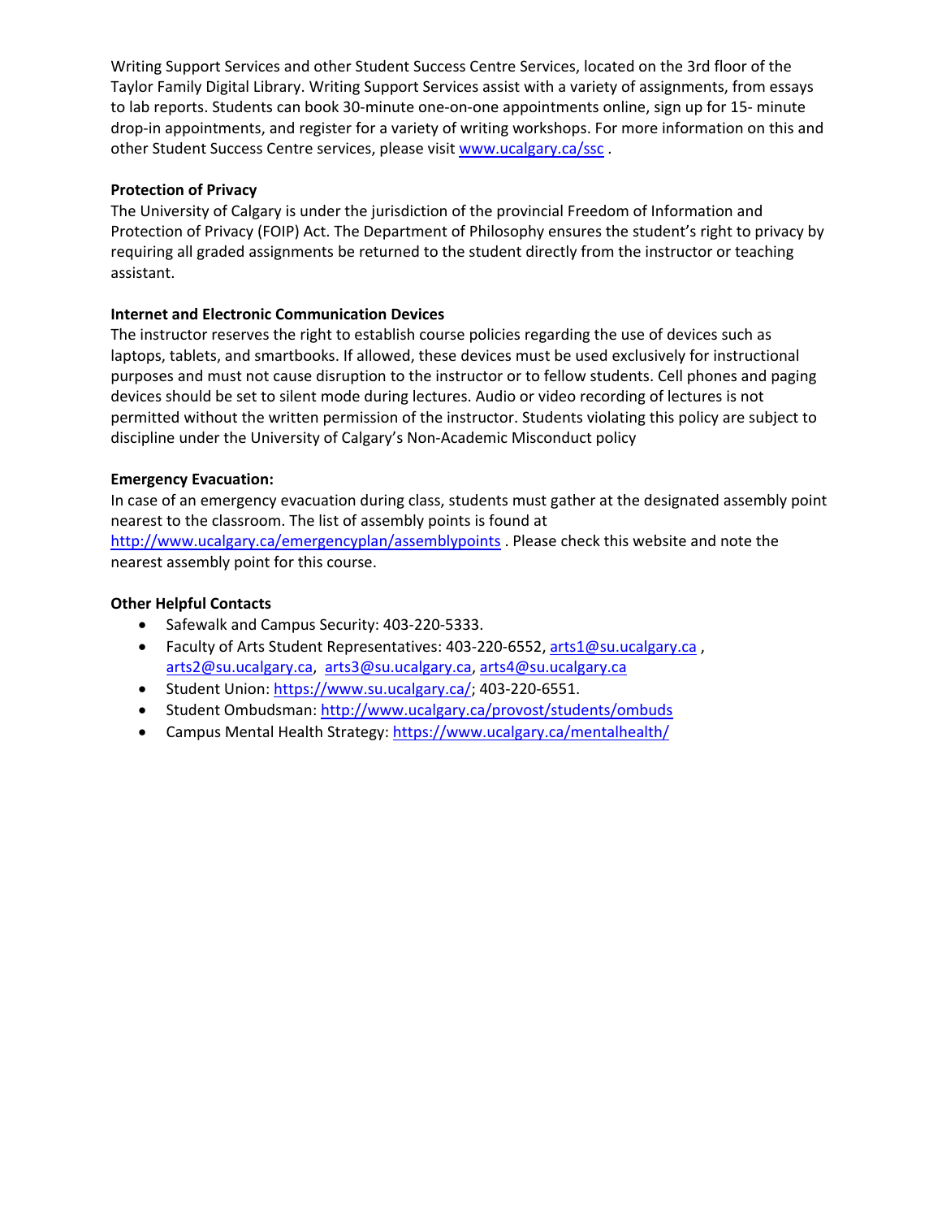Writing Support Services and other Student Success Centre Services, located on the 3rd floor of the Taylor Family Digital Library. Writing Support Services assist with a variety of assignments, from essays to lab reports. Students can book 30-minute one-on-one appointments online, sign up for 15- minute drop-in appointments, and register for a variety of writing workshops. For more information on this and other Student Success Centre services, please visit [www.ucalgary.ca/ssc](www.ucalgary.ca/ssc) .

**Protection of Privacy**

The University of Calgary is under the jurisdiction of the provincial Freedom of Information and Protection of Privacy (FOIP) Act. The Department of Philosophy ensures the student's right to privacy by requiring all graded assignments be returned to the student directly from the instructor or teaching assistant.

**Internet and Electronic Communication Devices**

The instructor reserves the right to establish course policies regarding the use of devices such as laptops, tablets, and smartbooks. If allowed, these devices must be used exclusively for instructional purposes and must not cause disruption to the instructor or to fellow students. Cell phones and paging devices should be set to silent mode during lectures. Audio or video recording of lectures is not permitted without the written permission of the instructor. Students violating this policy are subject to discipline under the University of Calgary's Non-Academic Misconduct policy

**Emergency Evacuation:**

In case of an emergency evacuation during class, students must gather at the designated assembly point nearest to the classroom. The list of assembly points is found at [http://www.ucalgary.ca/emergencyplan/assemblypoints](http://www.ucalgary.ca/emergencyplan/assemblypoints) . Please check this website and note the nearest assembly point for this course.

**Other Helpful Contacts**

- Safewalk and Campus Security: 403-220-5333.
- Faculty of Arts Student Representatives: 403-220-6552, arts1@su.ucalgary.ca , arts2@su.ucalgary.ca, arts3@su.ucalgary.ca, arts4@su.ucalgary.ca
- Student Union: [https://www.su.ucalgary.ca/](https://www.su.ucalgary.ca/); 403-220-6551.
- Student Ombudsman: [http://www.ucalgary.ca/provost/students/ombuds](http://www.ucalgary.ca/provost/students/ombuds)
- Campus Mental Health Strategy: [https://www.ucalgary.ca/mentalhealth/](https://www.ucalgary.ca/mentalhealth/)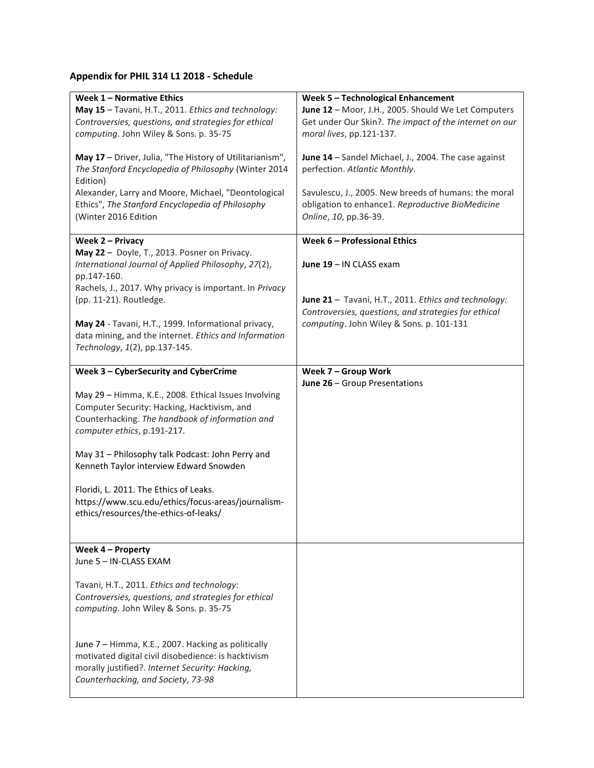## Appendix for PHIL 314 L1 2018 - Schedule

| | |
|---|---|
| **Week 1 – Normative Ethics**<br>**May 15** – Tavani, H.T., 2011. *Ethics and technology: Controversies, questions, and strategies for ethical computing*. John Wiley & Sons. p. 35-75<br><br>**May 17** – Driver, Julia, "The History of Utilitarianism", *The Stanford Encyclopedia of Philosophy* (Winter 2014 Edition)<br>Alexander, Larry and Moore, Michael, "Deontological Ethics", *The Stanford Encyclopedia of Philosophy* (Winter 2016 Edition | **Week 5 – Technological Enhancement**<br>**June 12** – Moor, J.H., 2005. Should We Let Computers Get under Our Skin?. *The impact of the internet on our moral lives*, pp.121-137.<br><br>**June 14** – Sandel Michael, J., 2004. The case against perfection. *Atlantic Monthly*.<br><br>Savulescu, J., 2005. New breeds of humans: the moral obligation to enhance1. *Reproductive BioMedicine Online*, *10*, pp.36-39. |
| **Week 2 – Privacy**<br>**May 22** – Doyle, T., 2013. Posner on Privacy. *International Journal of Applied Philosophy*, *27*(2), pp.147-160.<br>Rachels, J., 2017. Why privacy is important. In *Privacy* (pp. 11-21). Routledge.<br><br>**May 24** - Tavani, H.T., 1999. Informational privacy, data mining, and the internet. *Ethics and Information Technology*, *1*(2), pp.137-145. | **Week 6 – Professional Ethics**<br><br>**June 19** – IN CLASS exam<br><br>**June 21** – Tavani, H.T., 2011. *Ethics and technology: Controversies, questions, and strategies for ethical computing*. John Wiley & Sons. p. 101-131 |
| **Week 3 – CyberSecurity and CyberCrime**<br><br>May 29 – Himma, K.E., 2008. Ethical Issues Involving Computer Security: Hacking, Hacktivism, and Counterhacking. *The handbook of information and computer ethics*, p.191-217.<br><br>May 31 – Philosophy talk Podcast: John Perry and Kenneth Taylor interview Edward Snowden<br><br>Floridi, L. 2011. The Ethics of Leaks. https://www.scu.edu/ethics/focus-areas/journalism-ethics/resources/the-ethics-of-leaks/ | **Week 7 – Group Work**<br>**June 26** – Group Presentations |
| **Week 4 – Property**<br>June 5 – IN-CLASS EXAM<br><br>Tavani, H.T., 2011. *Ethics and technology: Controversies, questions, and strategies for ethical computing*. John Wiley & Sons. p. 35-75<br><br>June 7 – Himma, K.E., 2007. Hacking as politically motivated digital civil disobedience: is hacktivism morally justified?. *Internet Security: Hacking, Counterhacking, and Society*, *73-98* | |